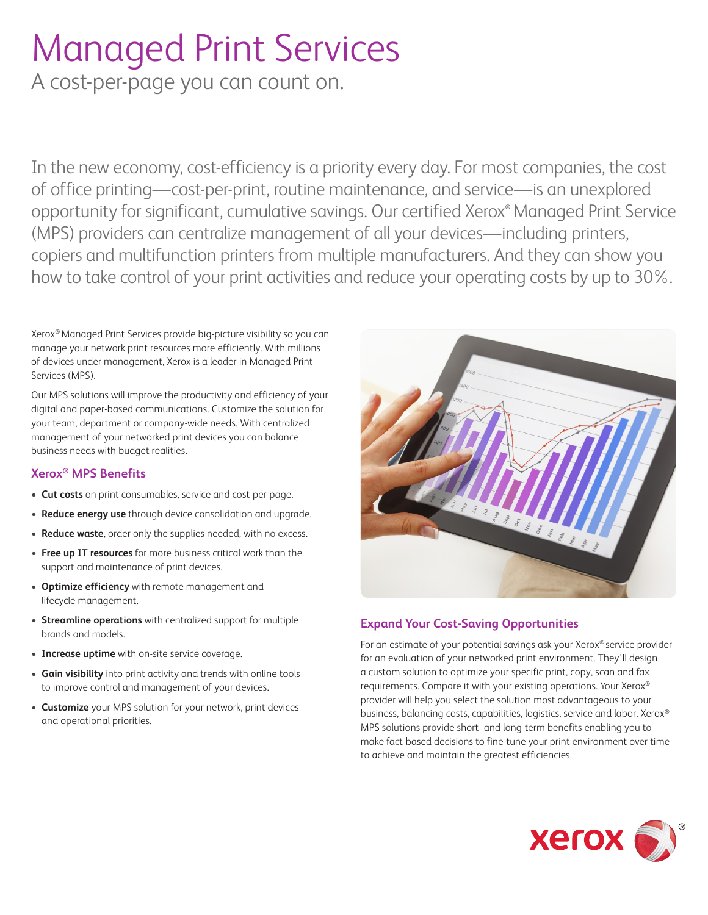# Managed Print Services

A cost-per-page you can count on.

In the new economy, cost-efficiency is a priority every day. For most companies, the cost of office printing—cost-per-print, routine maintenance, and service—is an unexplored opportunity for significant, cumulative savings. Our certified Xerox® Managed Print Service (MPS) providers can centralize management of all your devices—including printers, copiers and multifunction printers from multiple manufacturers. And they can show you how to take control of your print activities and reduce your operating costs by up to 30%.

Xerox® Managed Print Services provide big-picture visibility so you can manage your network print resources more efficiently. With millions of devices under management, Xerox is a leader in Managed Print Services (MPS).

Our MPS solutions will improve the productivity and efficiency of your digital and paper-based communications. Customize the solution for your team, department or company-wide needs. With centralized management of your networked print devices you can balance business needs with budget realities.

## Xerox® MPS Benefits

- **Cut costs** on print consumables, service and cost-per-page.
- **Reduce energy use** through device consolidation and upgrade.
- **Reduce waste**, order only the supplies needed, with no excess.
- **Free up IT resources** for more business critical work than the support and maintenance of print devices.
- **Optimize efficiency** with remote management and lifecycle management.
- **Streamline operations** with centralized support for multiple brands and models.
- **Increase uptime** with on-site service coverage.
- **Gain visibility** into print activity and trends with online tools to improve control and management of your devices.
- **Customize** your MPS solution for your network, print devices and operational priorities.

## Expand Your Cost-Saving Opportunities

For an estimate of your potential savings ask your Xerox® service provider for an evaluation of your networked print environment. They'll design a custom solution to optimize your specific print, copy, scan and fax requirements. Compare it with your existing operations. Your Xerox® provider will help you select the solution most advantageous to your business, balancing costs, capabilities, logistics, service and labor. Xerox® MPS solutions provide short- and long-term benefits enabling you to make fact-based decisions to fine-tune your print environment over time to achieve and maintain the greatest efficiencies.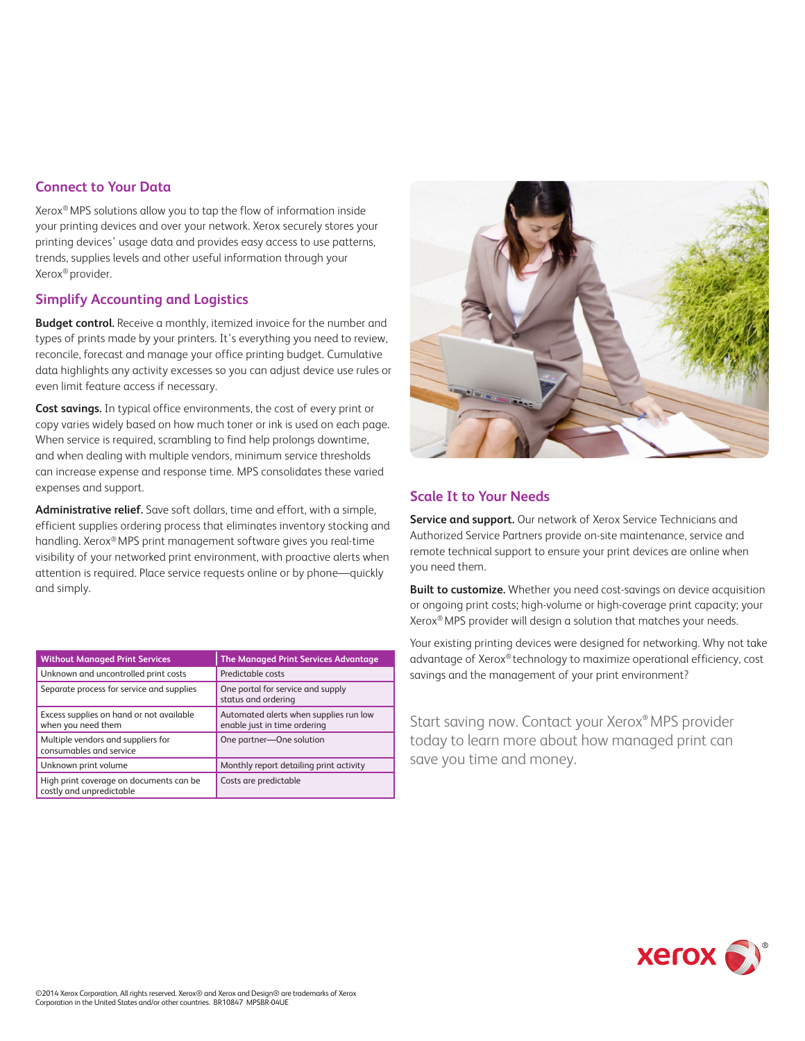## Connect to Your Data

Xerox® MPS solutions allow you to tap the flow of information inside your printing devices and over your network. Xerox securely stores your printing devices' usage data and provides easy access to use patterns, trends, supplies levels and other useful information through your Xerox® provider.

## Simplify Accounting and Logistics

**Budget control.** Receive a monthly, itemized invoice for the number and types of prints made by your printers. It's everything you need to review, reconcile, forecast and manage your office printing budget. Cumulative data highlights any activity excesses so you can adjust device use rules or even limit feature access if necessary.

**Cost savings.** In typical office environments, the cost of every print or copy varies widely based on how much toner or ink is used on each page. When service is required, scrambling to find help prolongs downtime, and when dealing with multiple vendors, minimum service thresholds can increase expense and response time. MPS consolidates these varied expenses and support.

**Administrative relief.** Save soft dollars, time and effort, with a simple, efficient supplies ordering process that eliminates inventory stocking and handling. Xerox® MPS print management software gives you real-time visibility of your networked print environment, with proactive alerts when attention is required. Place service requests online or by phone—quickly and simply.

| Without Managed Print Services | The Managed Print Services Advantage |
|---|---|
| Unknown and uncontrolled print costs | Predictable costs |
| Separate process for service and supplies | One portal for service and supply status and ordering |
| Excess supplies on hand or not available when you need them | Automated alerts when supplies run low enable just in time ordering |
| Multiple vendors and suppliers for consumables and service | One partner—One solution |
| Unknown print volume | Monthly report detailing print activity |
| High print coverage on documents can be costly and unpredictable | Costs are predictable |

## Scale It to Your Needs

**Service and support.** Our network of Xerox Service Technicians and Authorized Service Partners provide on-site maintenance, service and remote technical support to ensure your print devices are online when you need them.

**Built to customize.** Whether you need cost-savings on device acquisition or ongoing print costs; high-volume or high-coverage print capacity; your Xerox® MPS provider will design a solution that matches your needs.

Your existing printing devices were designed for networking. Why not take advantage of Xerox® technology to maximize operational efficiency, cost savings and the management of your print environment?

Start saving now. Contact your Xerox® MPS provider today to learn more about how managed print can save you time and money.

©2014 Xerox Corporation. All rights reserved. Xerox® and Xerox and Design® are trademarks of Xerox Corporation in the United States and/or other countries. BR10847 MPSBR-04UE